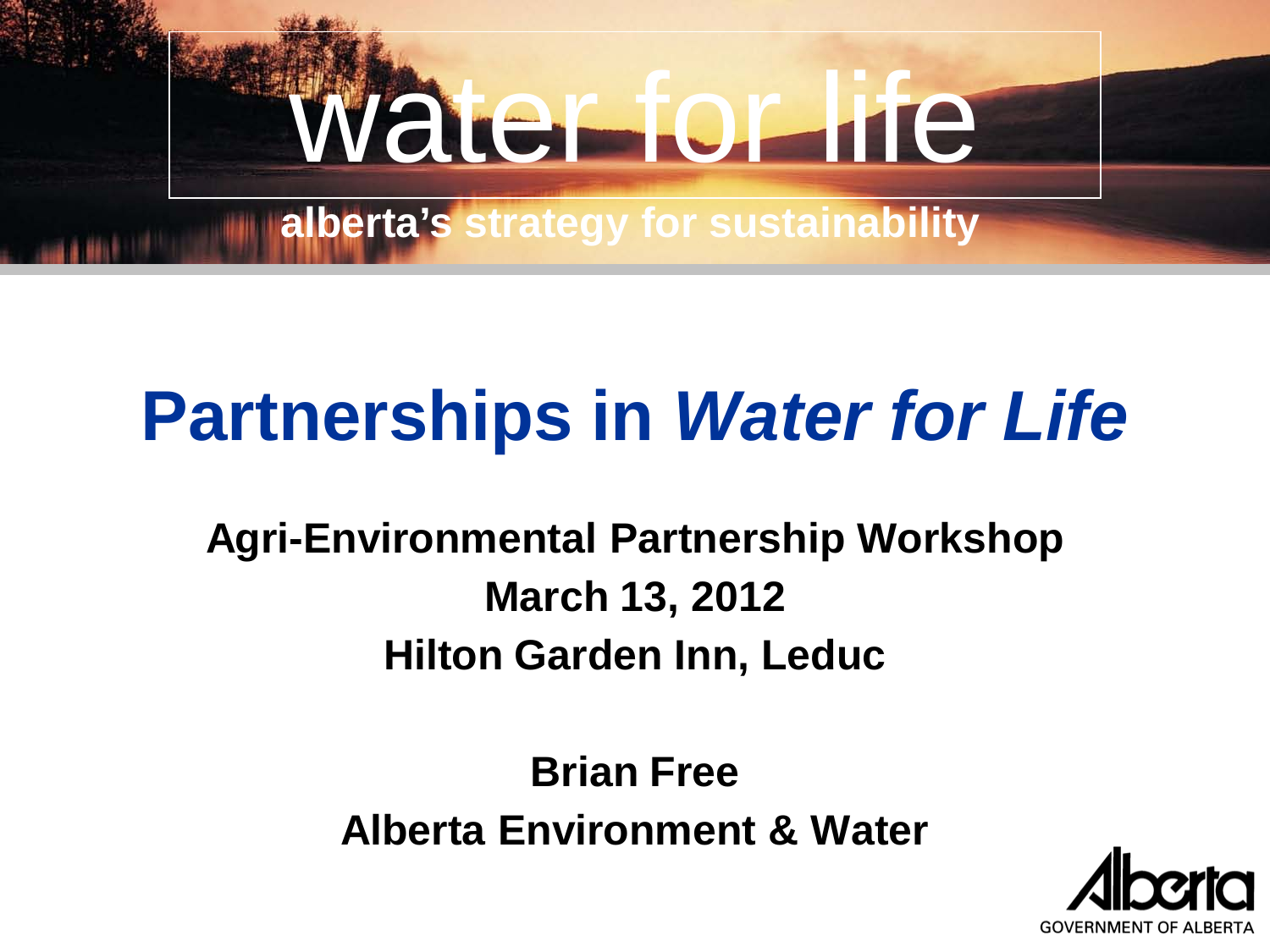water for life

alberta's strategy for sustainability

# Partnerships in *Water for Life*

**Agri-Environmental Partnership Workshop**

**March 13, 2012**

**Hilton Garden Inn, Leduc**

**Brian Free**

**Alberta Environment & Water**

Alberta

GOVERNMENT OF ALBERTA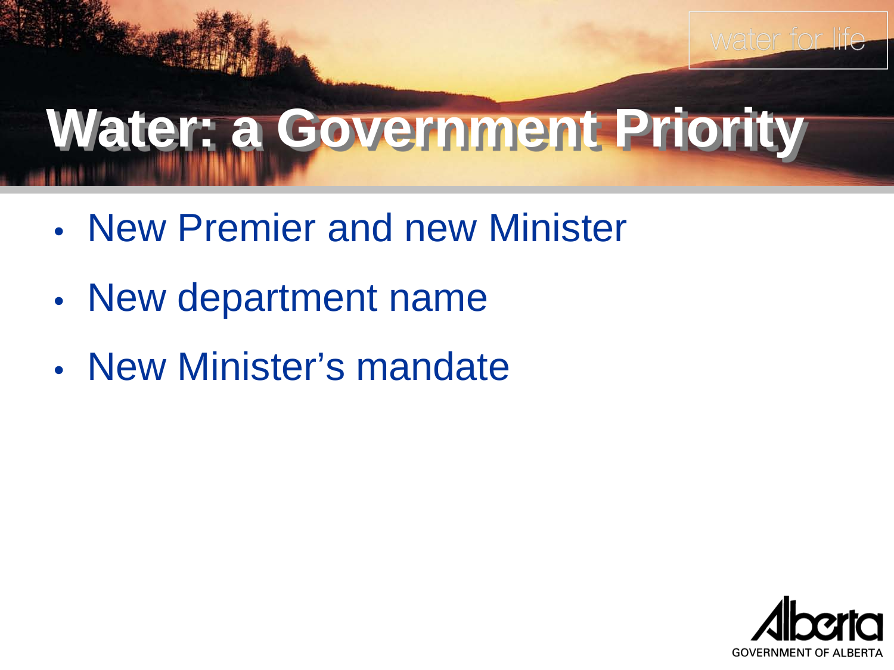# Water: a Government Priority

- New Premier and new Minister
- New department name
- New Minister's mandate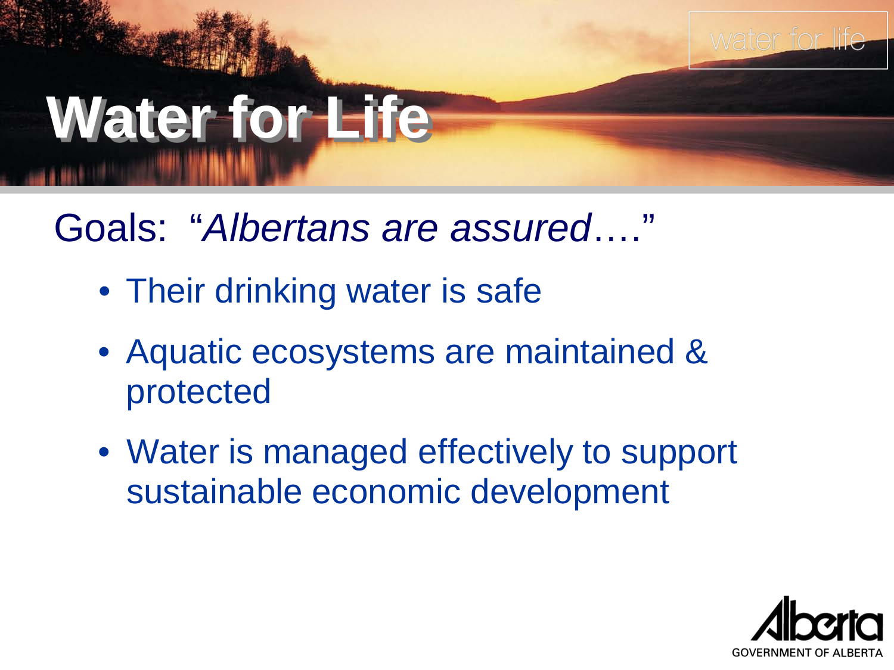# Water for Life

Goals: "*Albertans are assured*…."

- Their drinking water is safe
- Aquatic ecosystems are maintained & protected
- Water is managed effectively to support sustainable economic development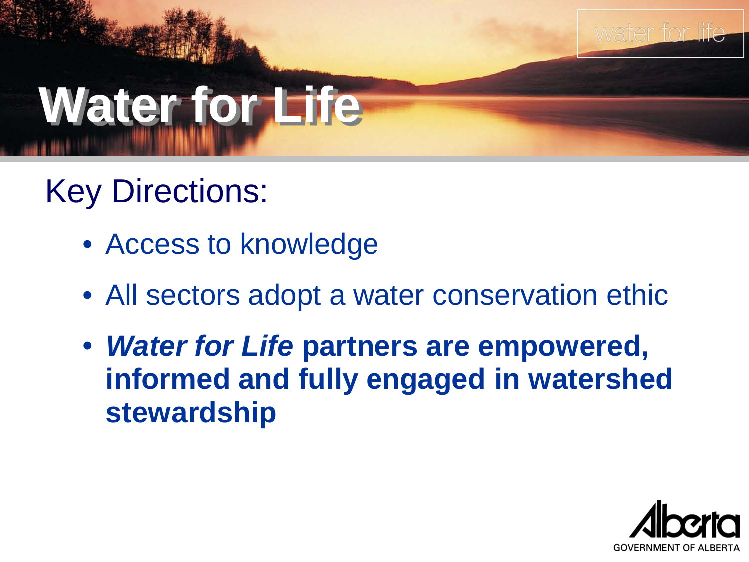# Water for Life

## Key Directions:

- Access to knowledge
- All sectors adopt a water conservation ethic
- ***Water for Life*** **partners are empowered, informed and fully engaged in watershed stewardship**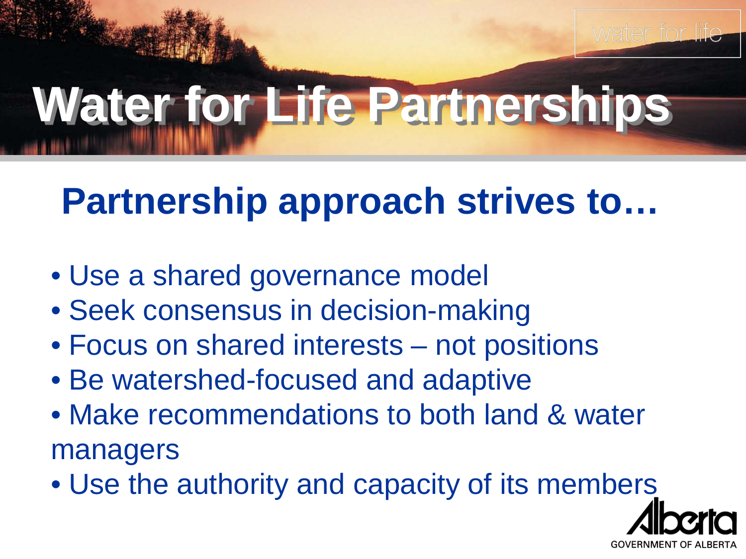# Water for Life Partnerships

## Partnership approach strives to…

- Use a shared governance model
- Seek consensus in decision-making
- Focus on shared interests – not positions
- Be watershed-focused and adaptive
- Make recommendations to both land & water managers
- Use the authority and capacity of its members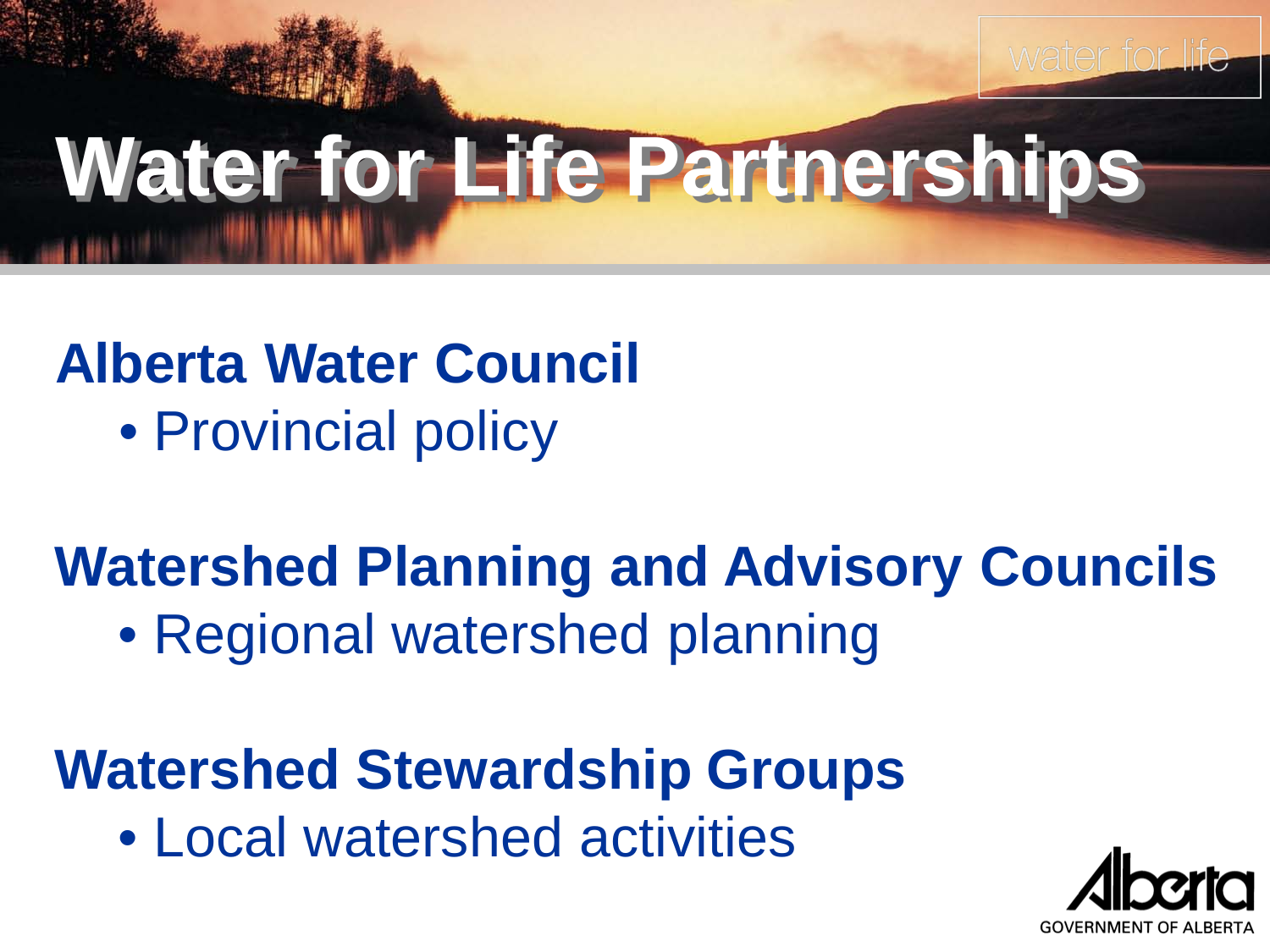# Water for Life Partnerships

**Alberta Water Council**

- Provincial policy

**Watershed Planning and Advisory Councils**

- Regional watershed planning

**Watershed Stewardship Groups**

- Local watershed activities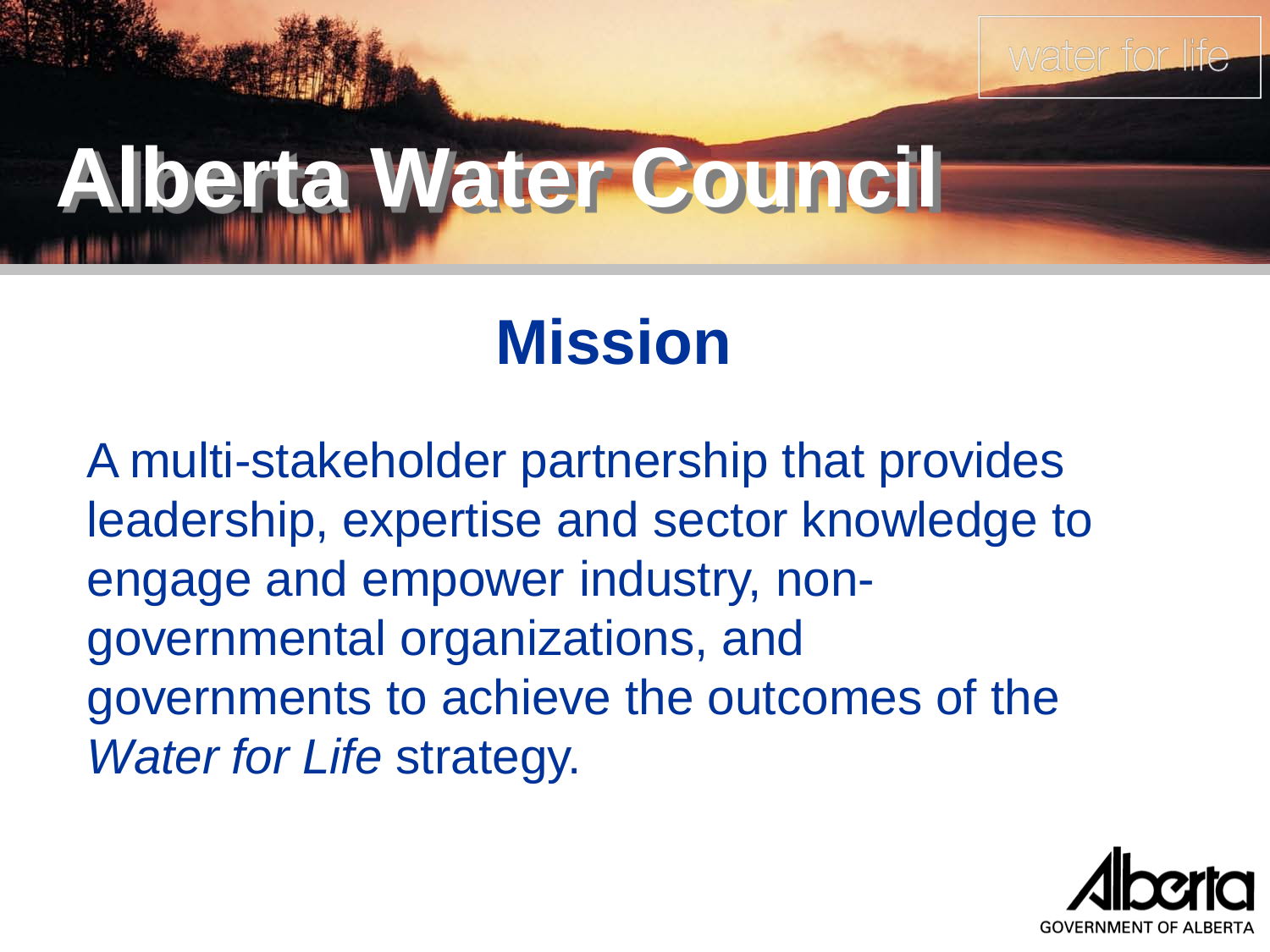# Alberta Water Council

## Mission

A multi-stakeholder partnership that provides leadership, expertise and sector knowledge to engage and empower industry, non-governmental organizations, and governments to achieve the outcomes of the *Water for Life* strategy.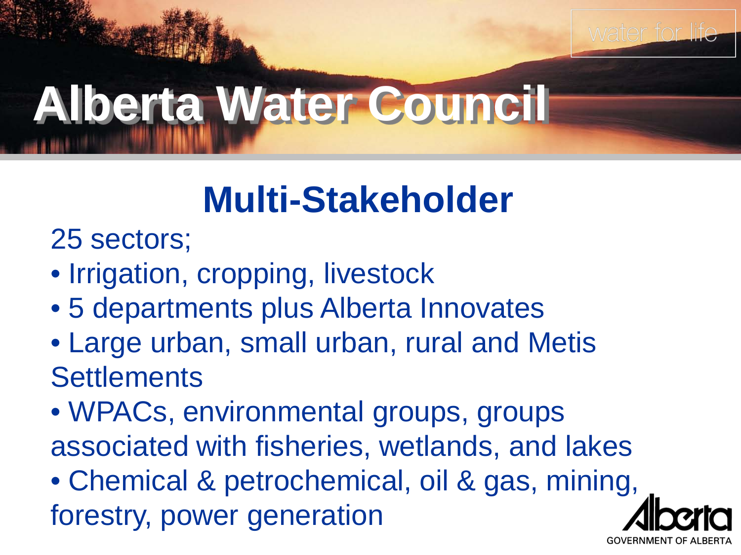# Alberta Water Council

## Multi-Stakeholder

25 sectors;

- Irrigation, cropping, livestock
- 5 departments plus Alberta Innovates
- Large urban, small urban, rural and Metis Settlements
- WPACs, environmental groups, groups associated with fisheries, wetlands, and lakes
- Chemical & petrochemical, oil & gas, mining, forestry, power generation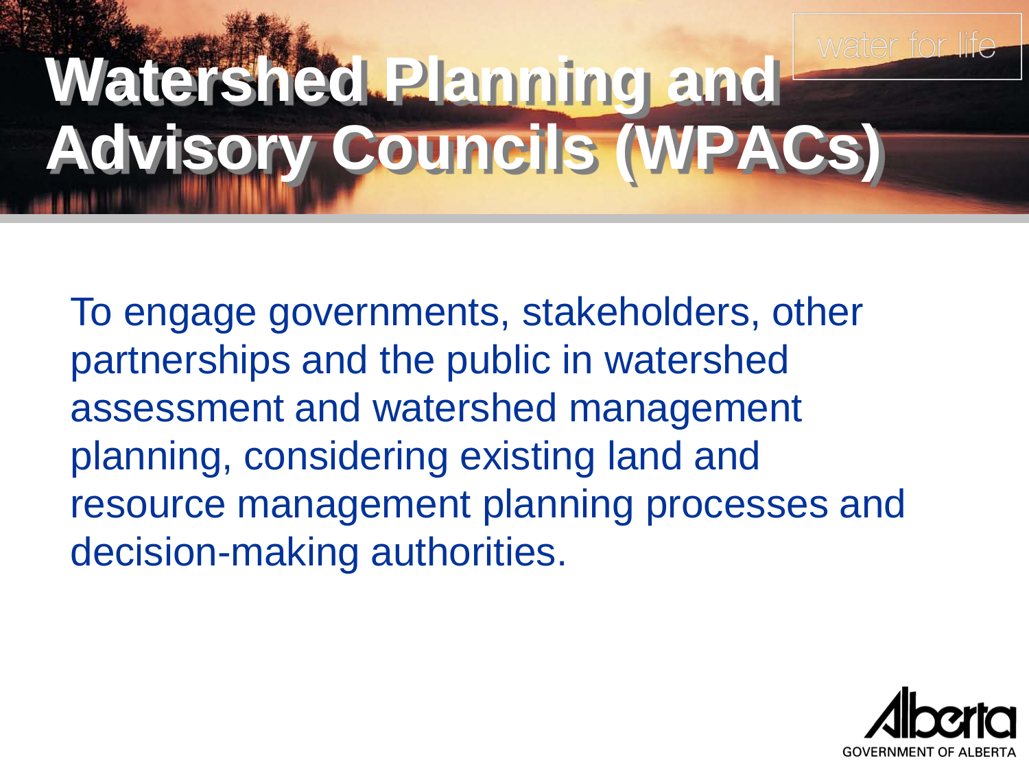# Watershed Planning and Advisory Councils (WPACs)

To engage governments, stakeholders, other partnerships and the public in watershed assessment and watershed management planning, considering existing land and resource management planning processes and decision-making authorities.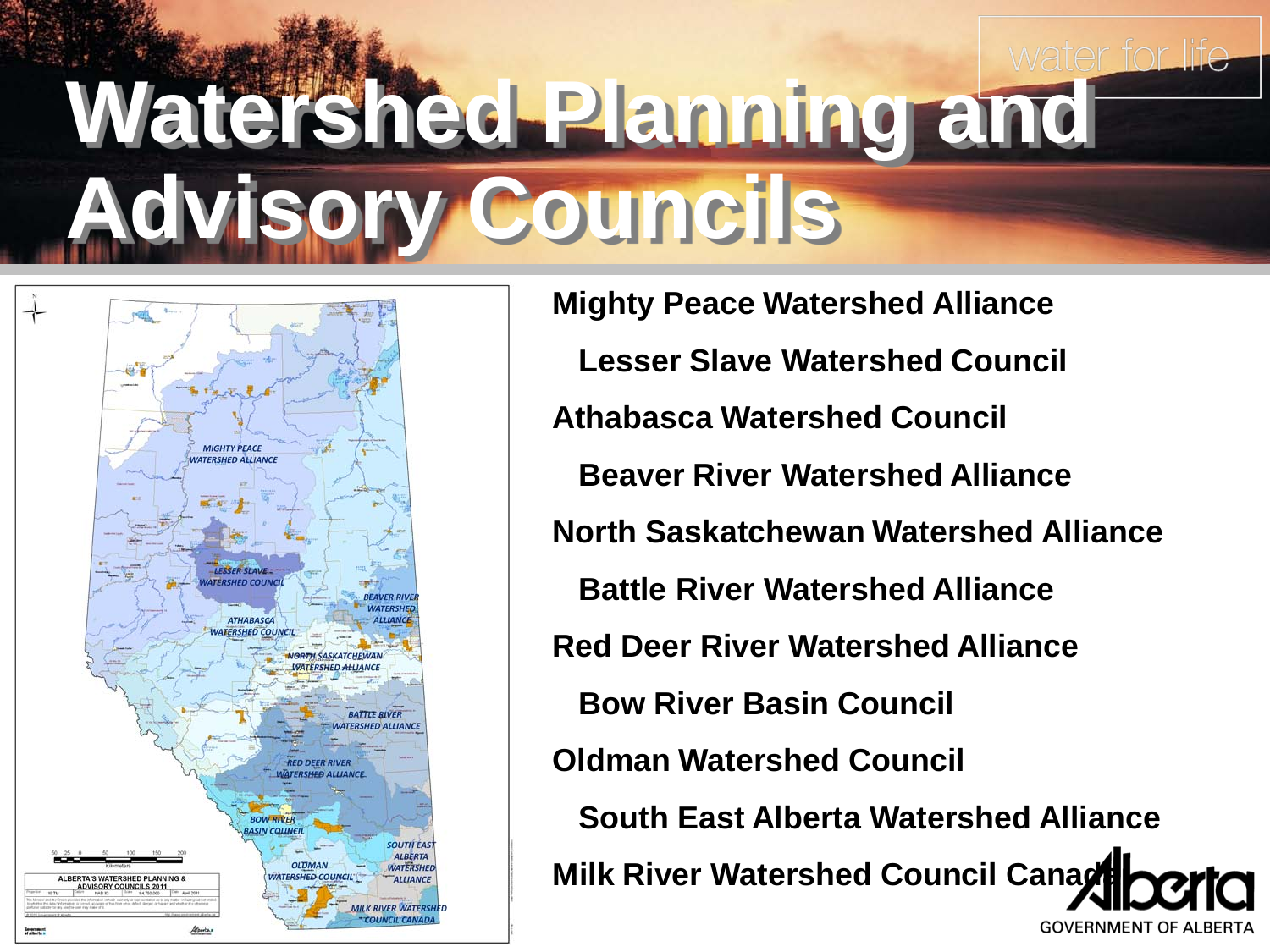# Watershed Planning and Advisory Councils

- Mighty Peace Watershed Alliance
  - Lesser Slave Watershed Council
- Athabasca Watershed Council
  - Beaver River Watershed Alliance
- North Saskatchewan Watershed Alliance
  - Battle River Watershed Alliance
- Red Deer River Watershed Alliance
  - Bow River Basin Council
- Oldman Watershed Council
  - South East Alberta Watershed Alliance
- Milk River Watershed Council Canada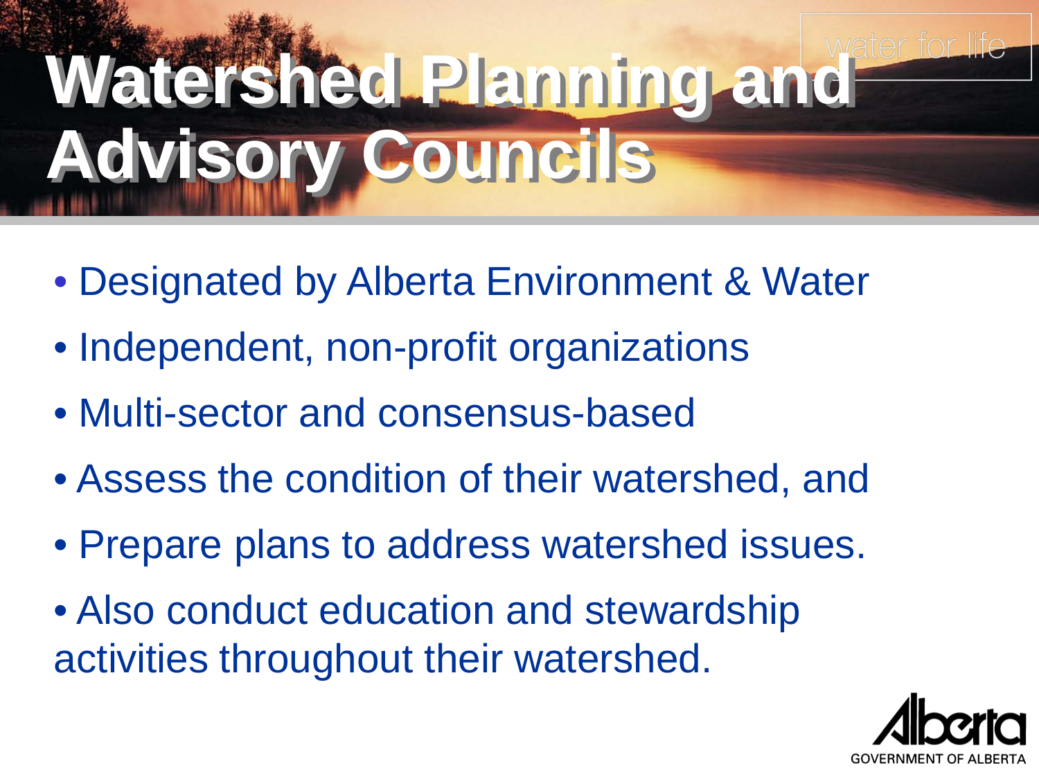# Watershed Planning and Advisory Councils

- Designated by Alberta Environment & Water
- Independent, non-profit organizations
- Multi-sector and consensus-based
- Assess the condition of their watershed, and
- Prepare plans to address watershed issues.
- Also conduct education and stewardship activities throughout their watershed.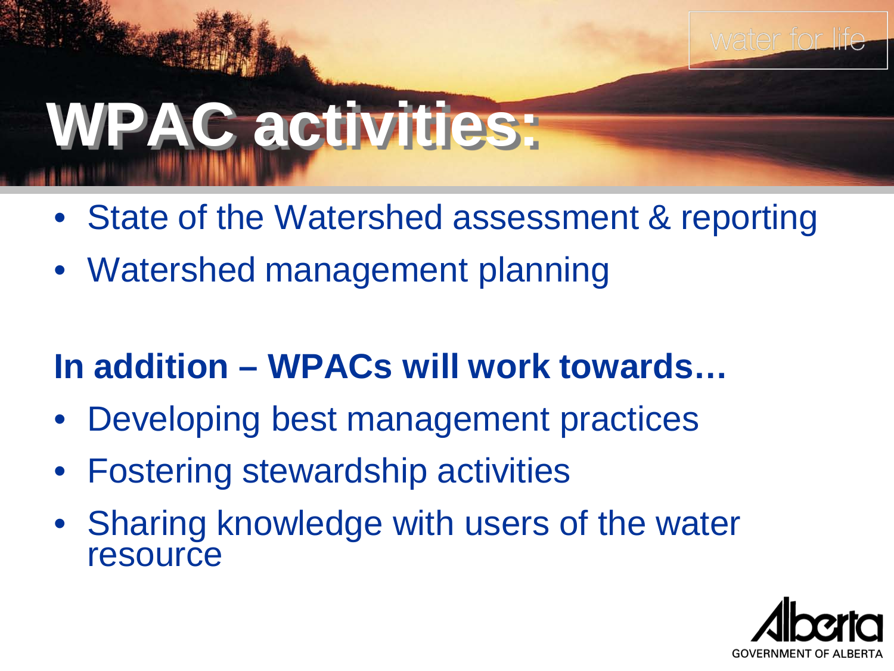# WPAC activities:

- State of the Watershed assessment & reporting
- Watershed management planning

**In addition – WPACs will work towards…**

- Developing best management practices
- Fostering stewardship activities
- Sharing knowledge with users of the water resource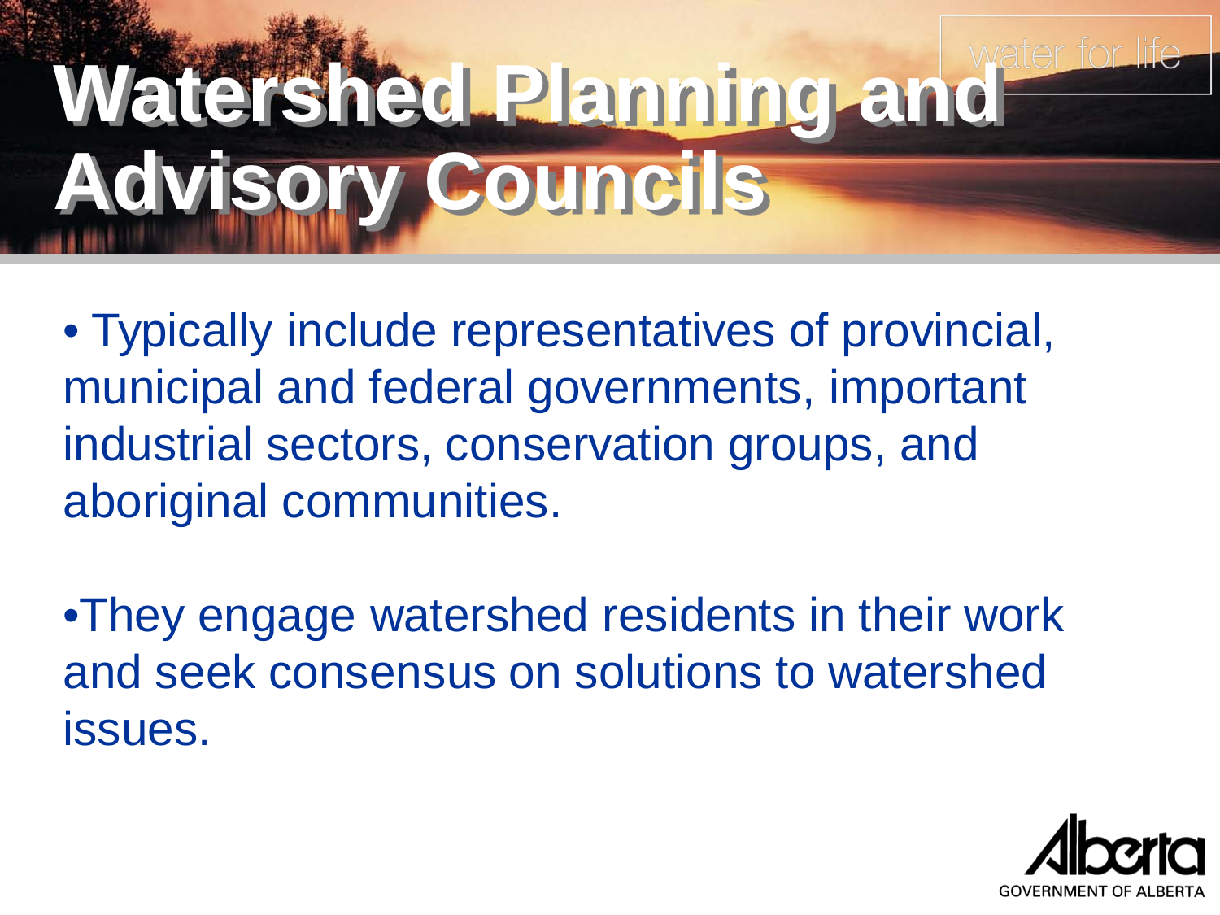# Watershed Planning and Advisory Councils

- Typically include representatives of provincial, municipal and federal governments, important industrial sectors, conservation groups, and aboriginal communities.

- They engage watershed residents in their work and seek consensus on solutions to watershed issues.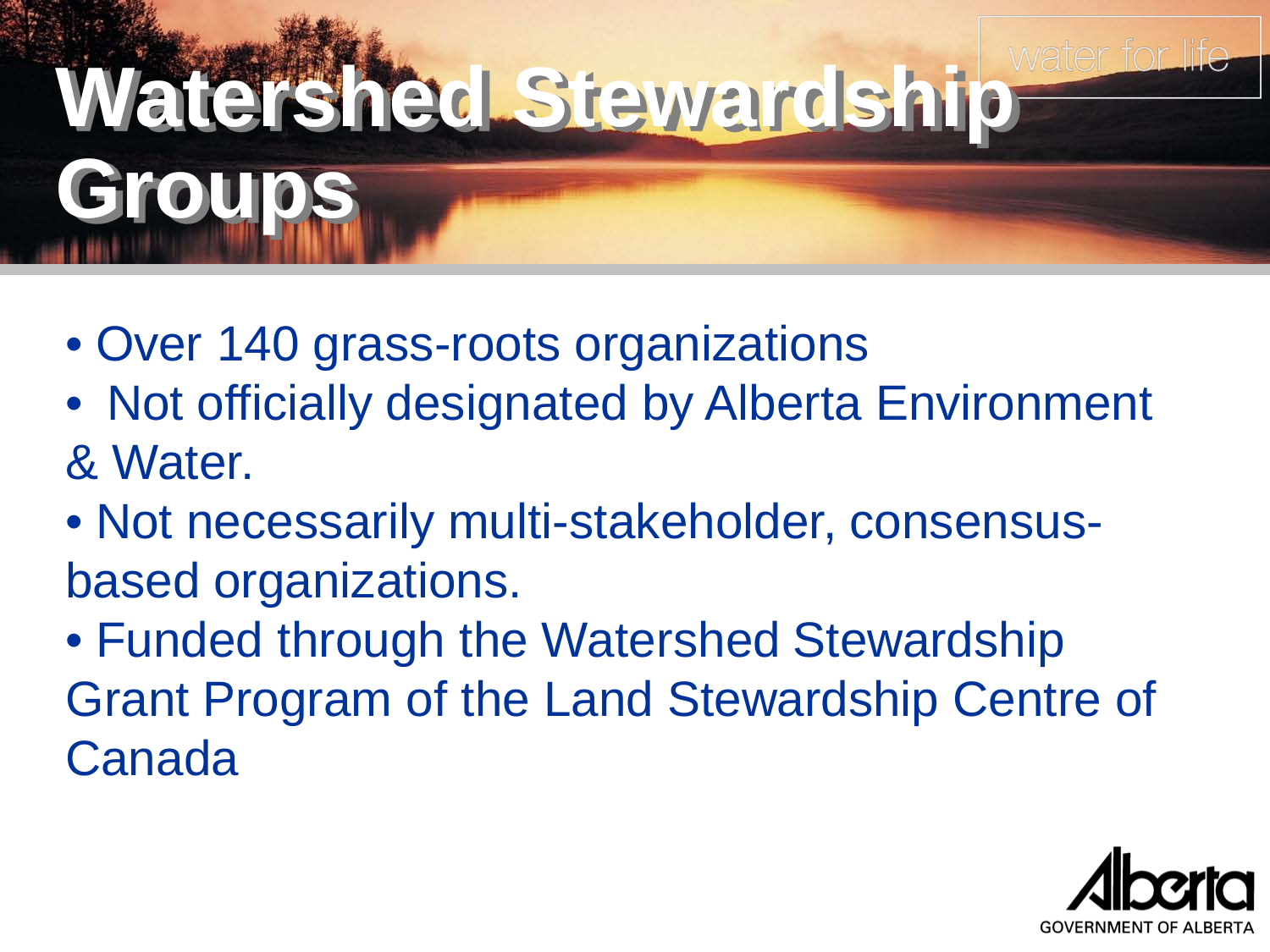# Watershed Stewardship Groups

- Over 140 grass-roots organizations
- Not officially designated by Alberta Environment & Water.
- Not necessarily multi-stakeholder, consensus-based organizations.
- Funded through the Watershed Stewardship Grant Program of the Land Stewardship Centre of Canada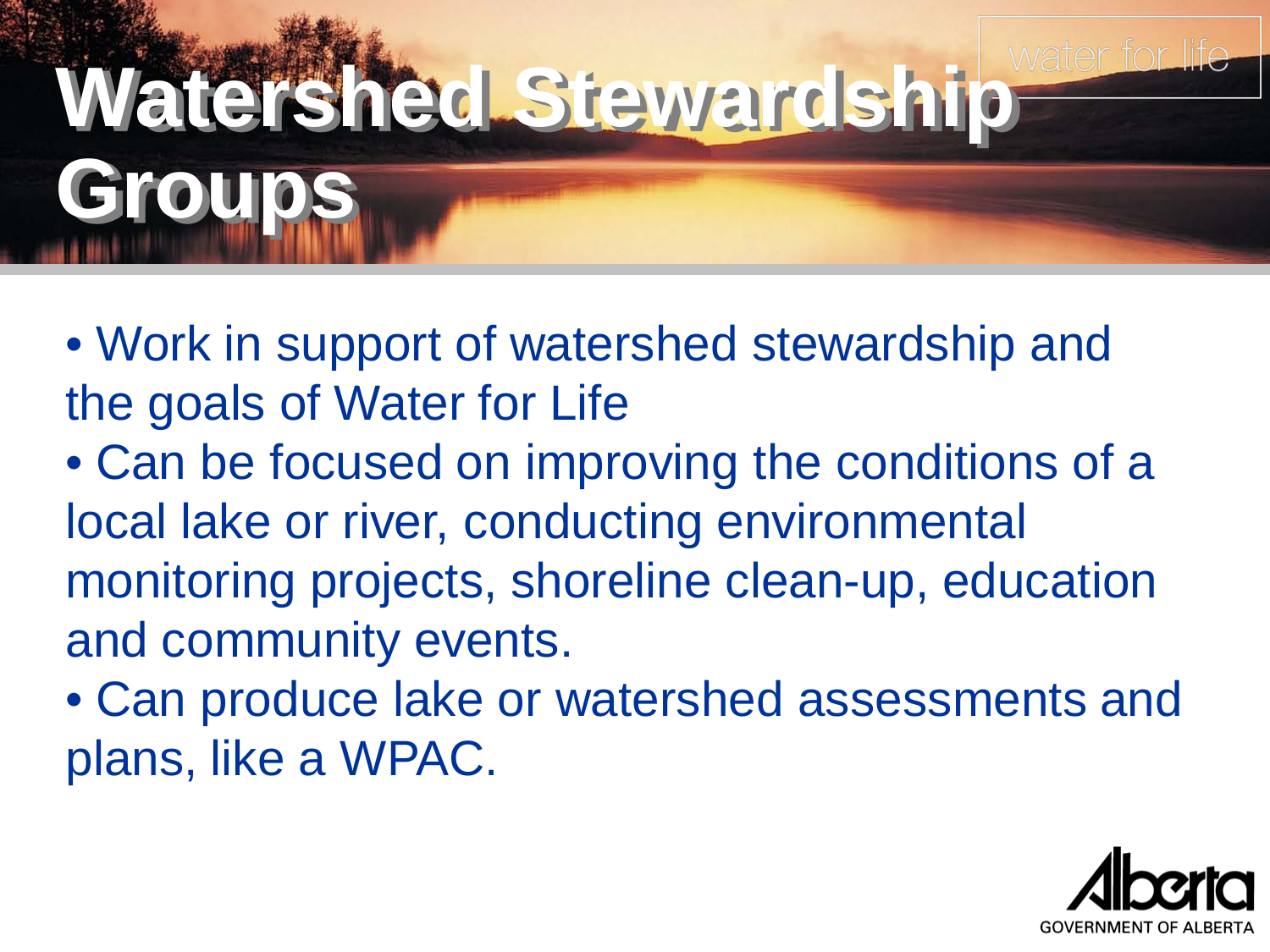# Watershed Stewardship Groups

- Work in support of watershed stewardship and the goals of Water for Life
- Can be focused on improving the conditions of a local lake or river, conducting environmental monitoring projects, shoreline clean-up, education and community events.
- Can produce lake or watershed assessments and plans, like a WPAC.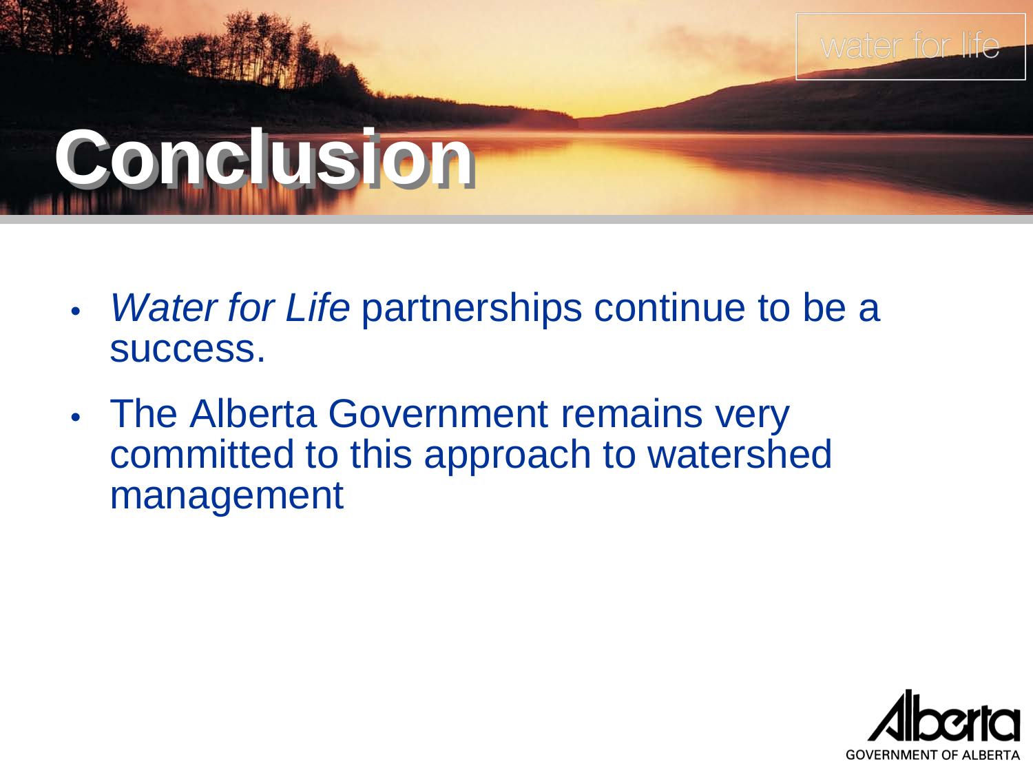# Conclusion

- *Water for Life* partnerships continue to be a success.
- The Alberta Government remains very committed to this approach to watershed management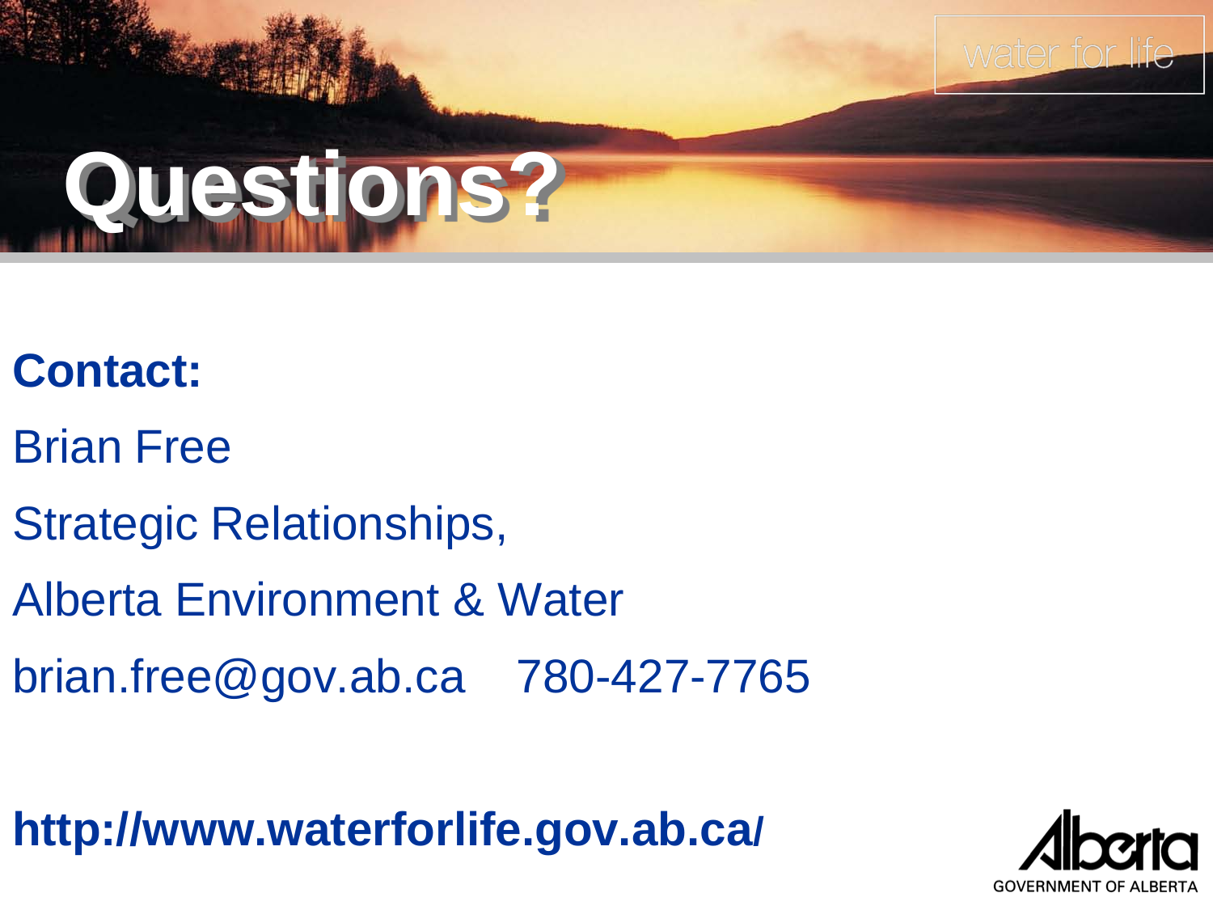# Questions?

**Contact:**

Brian Free

Strategic Relationships,

Alberta Environment & Water

brian.free@gov.ab.ca    780-427-7765

**http://www.waterforlife.gov.ab.ca/**